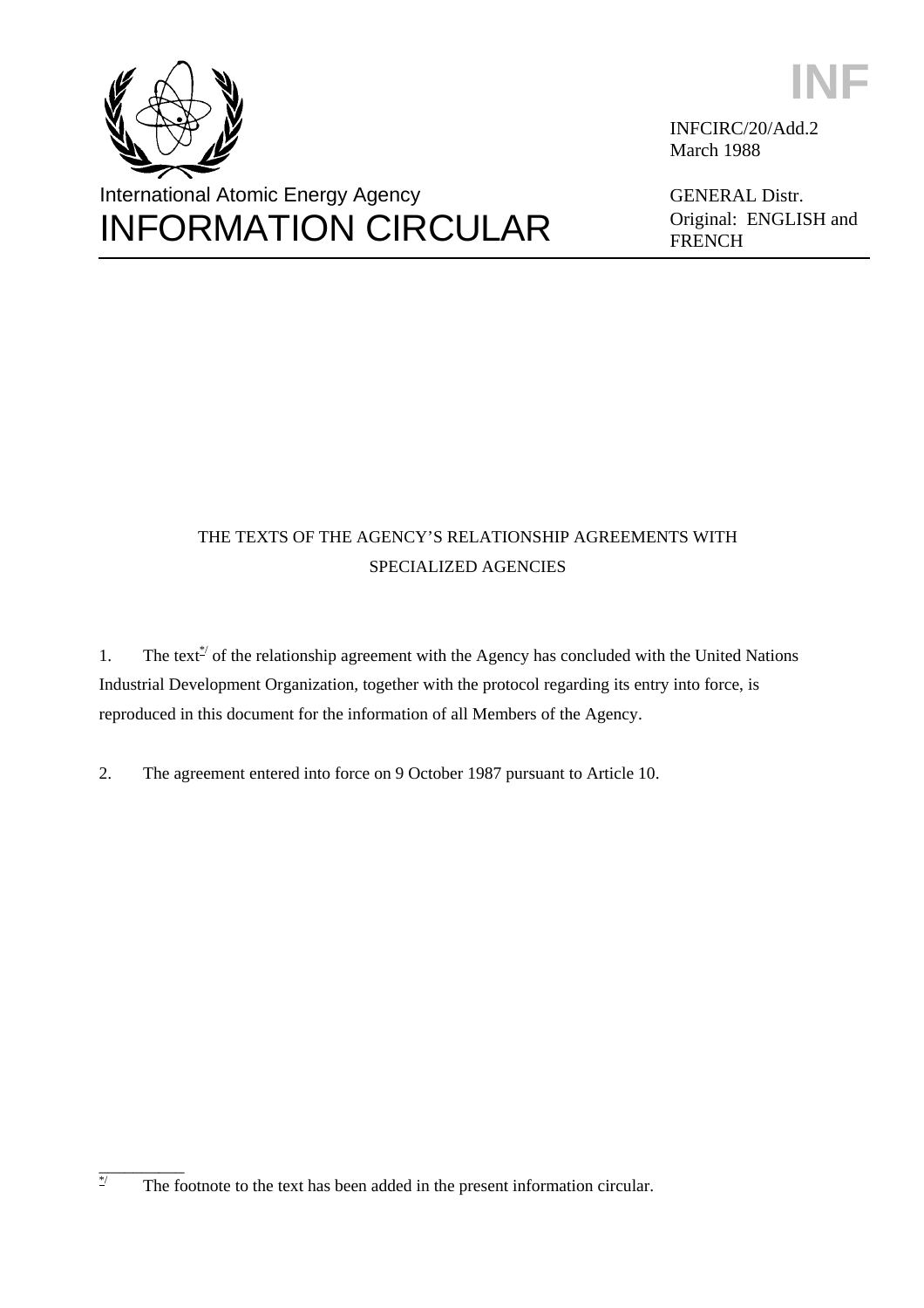INF

INFCIRC/20/Add.2
March 1988

GENERAL Distr.
Original: ENGLISH and FRENCH

International Atomic Energy Agency

# INFORMATION CIRCULAR

## THE TEXTS OF THE AGENCY'S RELATIONSHIP AGREEMENTS WITH SPECIALIZED AGENCIES

1. The text[*/] of the relationship agreement with the Agency has concluded with the United Nations Industrial Development Organization, together with the protocol regarding its entry into force, is reproduced in this document for the information of all Members of the Agency.

2. The agreement entered into force on 9 October 1987 pursuant to Article 10.

---

[*/] The footnote to the text has been added in the present information circular.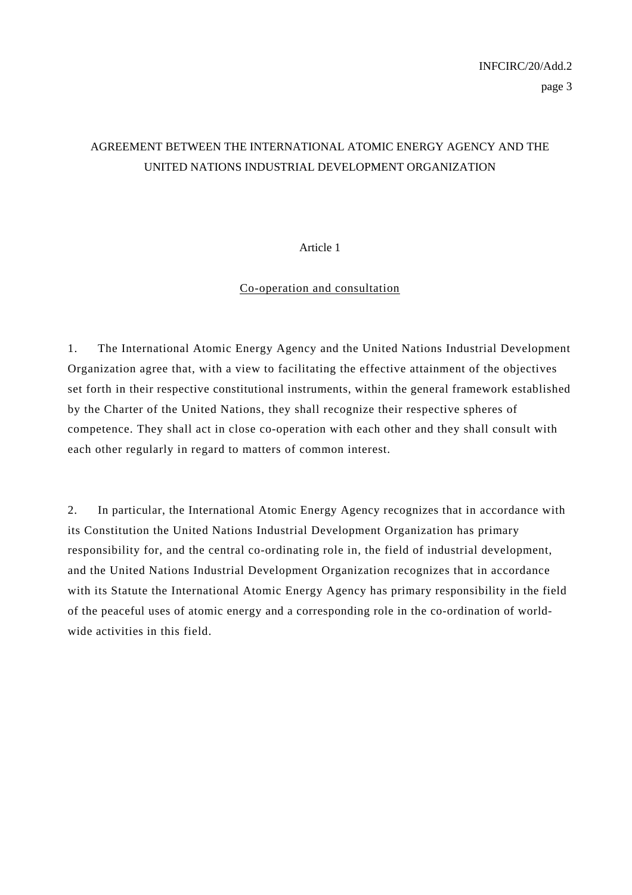# AGREEMENT BETWEEN THE INTERNATIONAL ATOMIC ENERGY AGENCY AND THE UNITED NATIONS INDUSTRIAL DEVELOPMENT ORGANIZATION

## Article 1

### Co-operation and consultation

1. The International Atomic Energy Agency and the United Nations Industrial Development Organization agree that, with a view to facilitating the effective attainment of the objectives set forth in their respective constitutional instruments, within the general framework established by the Charter of the United Nations, they shall recognize their respective spheres of competence. They shall act in close co-operation with each other and they shall consult with each other regularly in regard to matters of common interest.

2. In particular, the International Atomic Energy Agency recognizes that in accordance with its Constitution the United Nations Industrial Development Organization has primary responsibility for, and the central co-ordinating role in, the field of industrial development, and the United Nations Industrial Development Organization recognizes that in accordance with its Statute the International Atomic Energy Agency has primary responsibility in the field of the peaceful uses of atomic energy and a corresponding role in the co-ordination of world-wide activities in this field.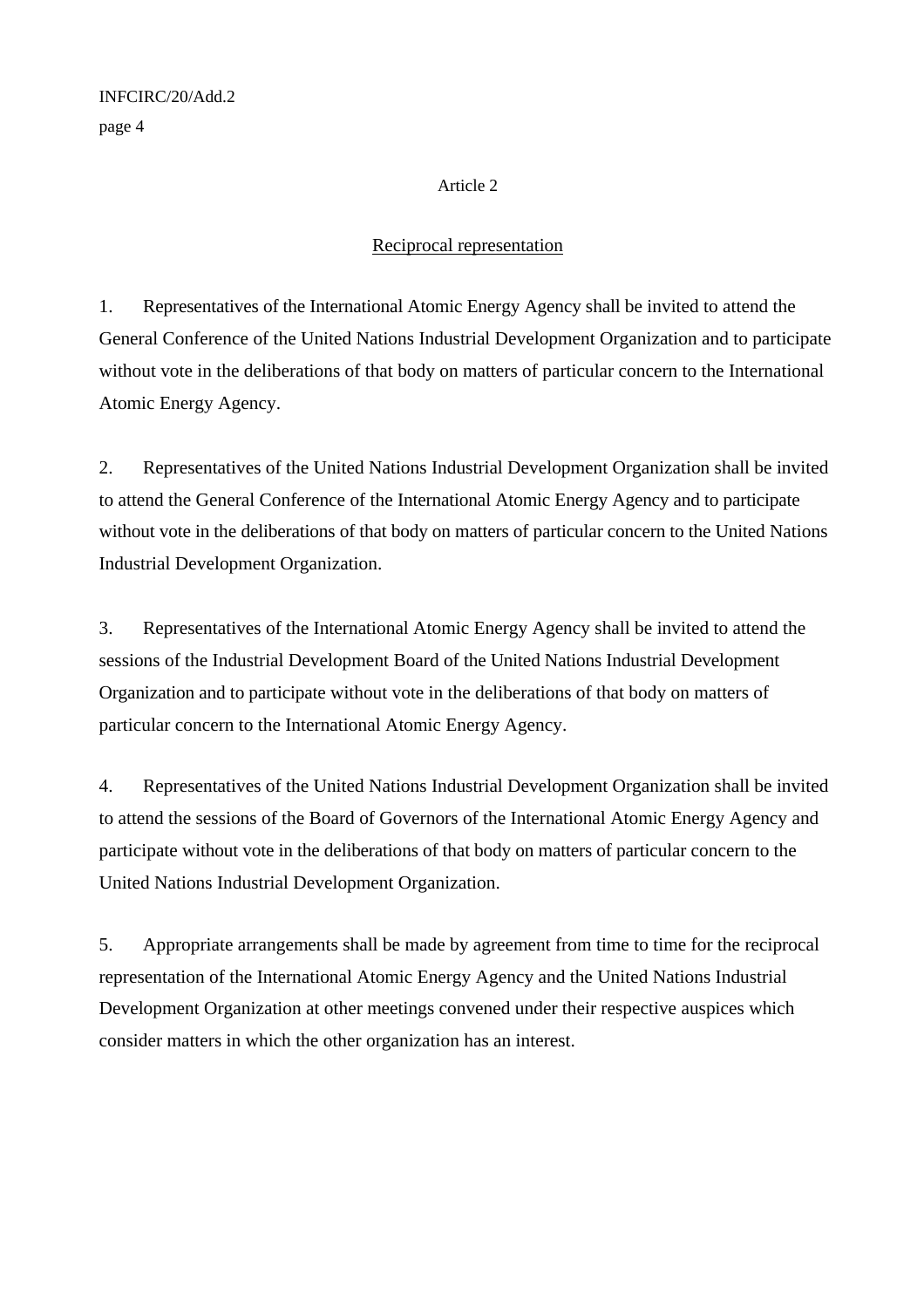## Article 2

### Reciprocal representation

1. Representatives of the International Atomic Energy Agency shall be invited to attend the General Conference of the United Nations Industrial Development Organization and to participate without vote in the deliberations of that body on matters of particular concern to the International Atomic Energy Agency.

2. Representatives of the United Nations Industrial Development Organization shall be invited to attend the General Conference of the International Atomic Energy Agency and to participate without vote in the deliberations of that body on matters of particular concern to the United Nations Industrial Development Organization.

3. Representatives of the International Atomic Energy Agency shall be invited to attend the sessions of the Industrial Development Board of the United Nations Industrial Development Organization and to participate without vote in the deliberations of that body on matters of particular concern to the International Atomic Energy Agency.

4. Representatives of the United Nations Industrial Development Organization shall be invited to attend the sessions of the Board of Governors of the International Atomic Energy Agency and participate without vote in the deliberations of that body on matters of particular concern to the United Nations Industrial Development Organization.

5. Appropriate arrangements shall be made by agreement from time to time for the reciprocal representation of the International Atomic Energy Agency and the United Nations Industrial Development Organization at other meetings convened under their respective auspices which consider matters in which the other organization has an interest.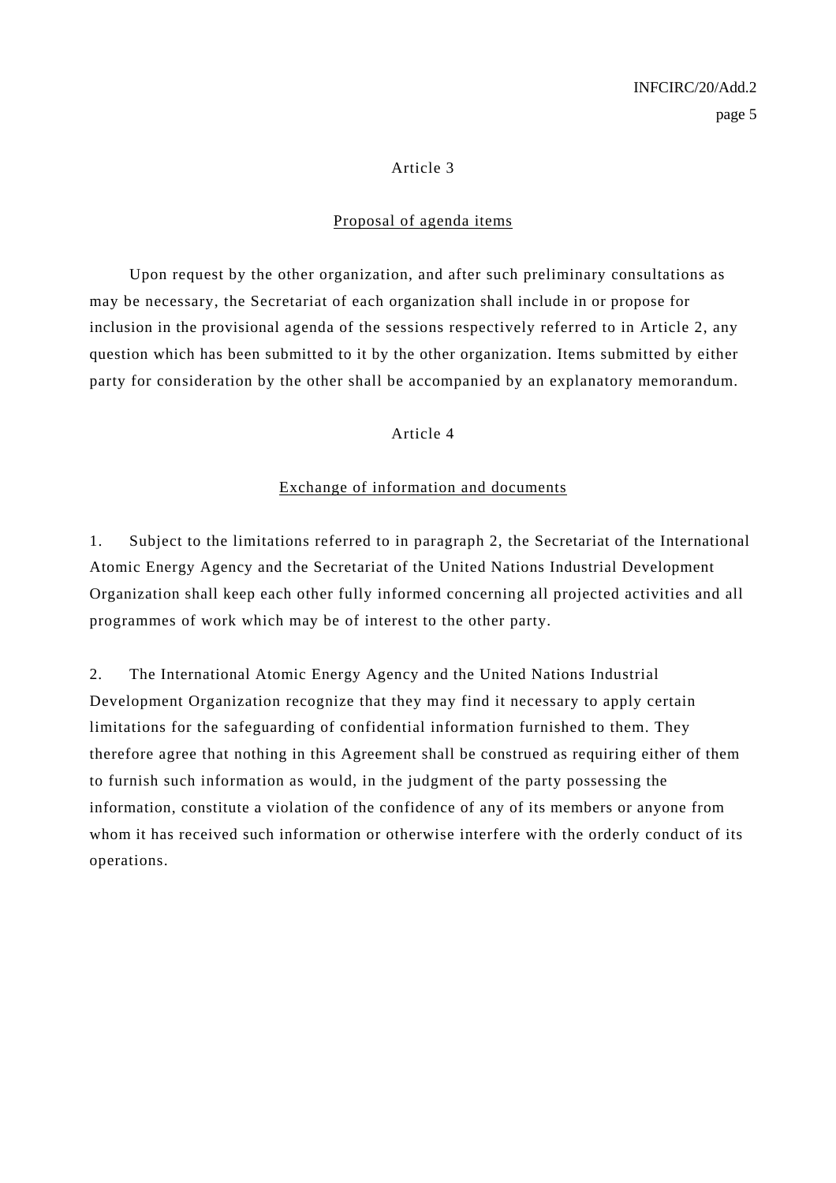## Article 3

### Proposal of agenda items

Upon request by the other organization, and after such preliminary consultations as may be necessary, the Secretariat of each organization shall include in or propose for inclusion in the provisional agenda of the sessions respectively referred to in Article 2, any question which has been submitted to it by the other organization. Items submitted by either party for consideration by the other shall be accompanied by an explanatory memorandum.

## Article 4

### Exchange of information and documents

1. Subject to the limitations referred to in paragraph 2, the Secretariat of the International Atomic Energy Agency and the Secretariat of the United Nations Industrial Development Organization shall keep each other fully informed concerning all projected activities and all programmes of work which may be of interest to the other party.

2. The International Atomic Energy Agency and the United Nations Industrial Development Organization recognize that they may find it necessary to apply certain limitations for the safeguarding of confidential information furnished to them. They therefore agree that nothing in this Agreement shall be construed as requiring either of them to furnish such information as would, in the judgment of the party possessing the information, constitute a violation of the confidence of any of its members or anyone from whom it has received such information or otherwise interfere with the orderly conduct of its operations.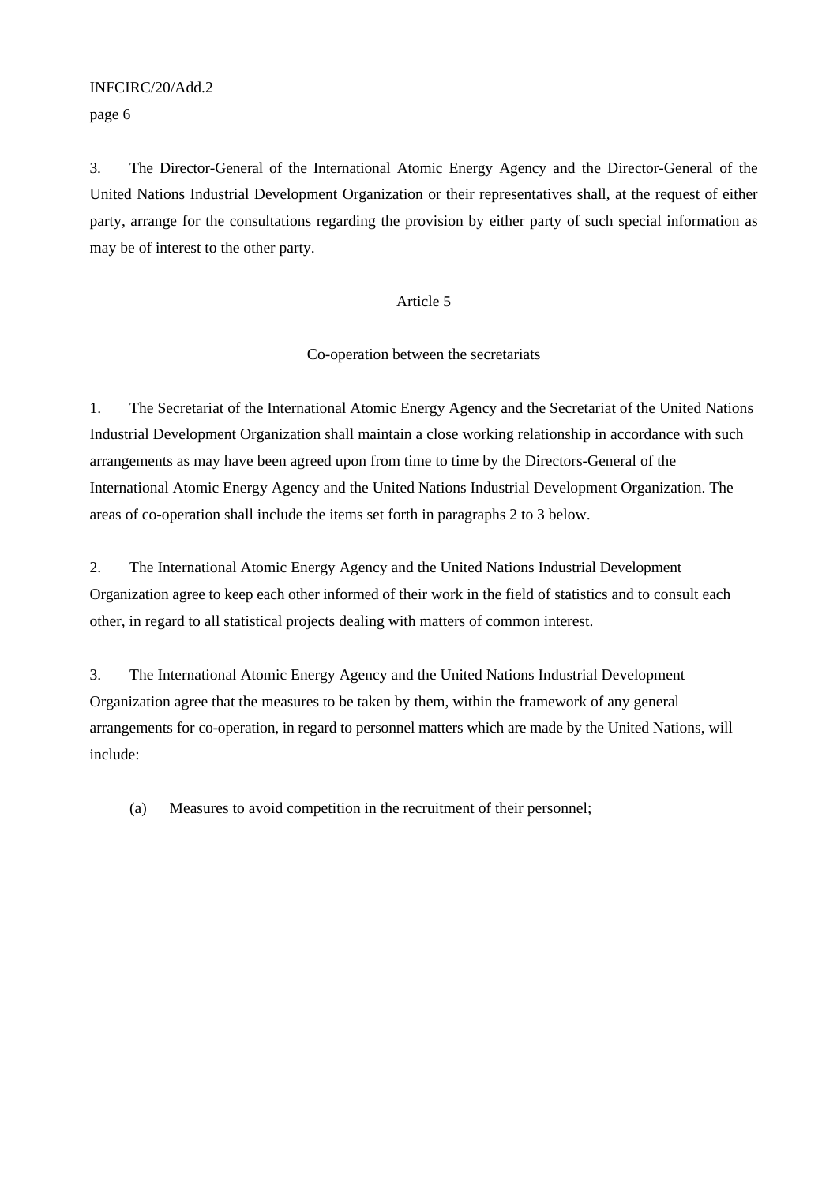3. The Director-General of the International Atomic Energy Agency and the Director-General of the United Nations Industrial Development Organization or their representatives shall, at the request of either party, arrange for the consultations regarding the provision by either party of such special information as may be of interest to the other party.

## Article 5

### Co-operation between the secretariats

1. The Secretariat of the International Atomic Energy Agency and the Secretariat of the United Nations Industrial Development Organization shall maintain a close working relationship in accordance with such arrangements as may have been agreed upon from time to time by the Directors-General of the International Atomic Energy Agency and the United Nations Industrial Development Organization. The areas of co-operation shall include the items set forth in paragraphs 2 to 3 below.

2. The International Atomic Energy Agency and the United Nations Industrial Development Organization agree to keep each other informed of their work in the field of statistics and to consult each other, in regard to all statistical projects dealing with matters of common interest.

3. The International Atomic Energy Agency and the United Nations Industrial Development Organization agree that the measures to be taken by them, within the framework of any general arrangements for co-operation, in regard to personnel matters which are made by the United Nations, will include:

(a) Measures to avoid competition in the recruitment of their personnel;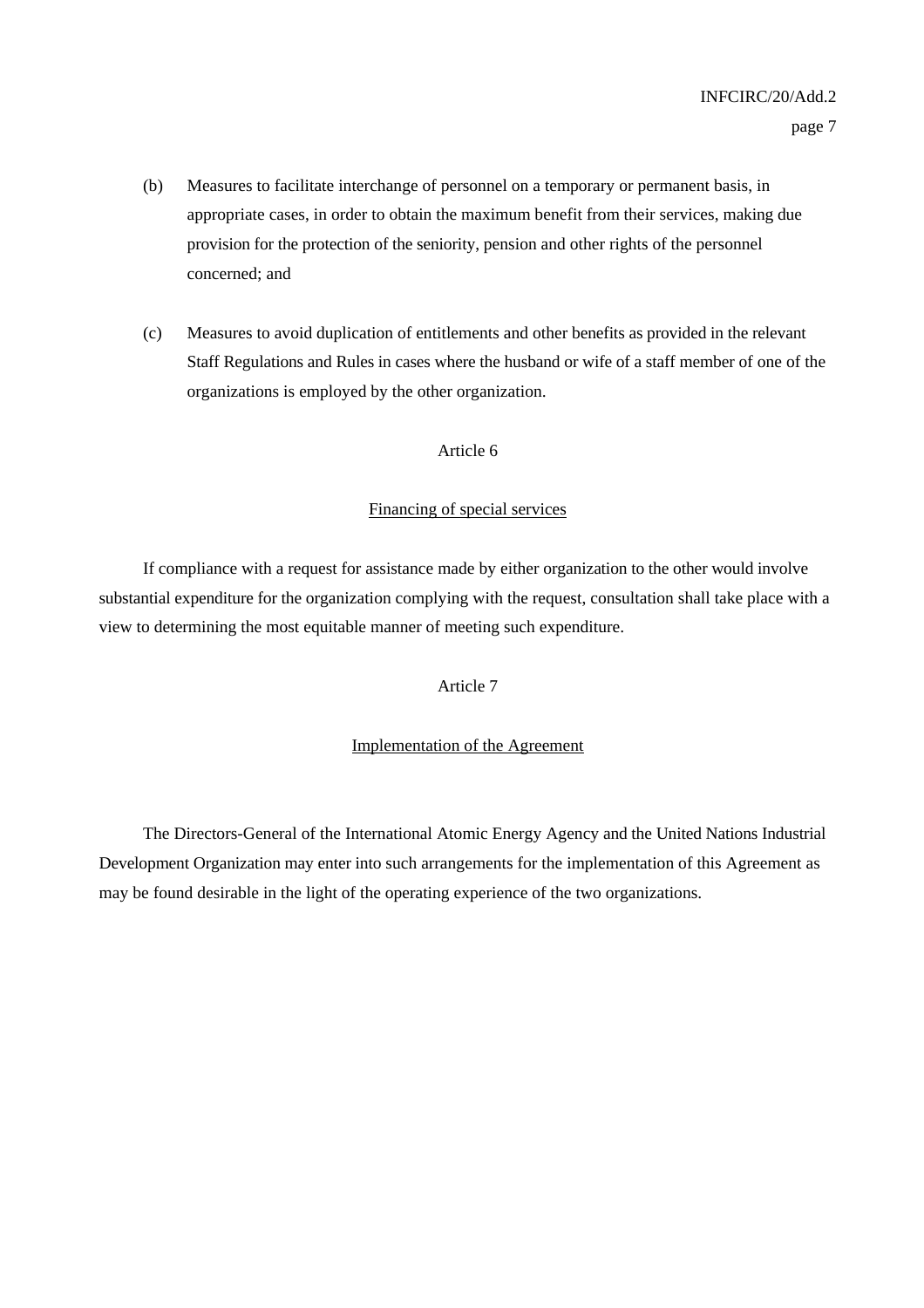(b) Measures to facilitate interchange of personnel on a temporary or permanent basis, in appropriate cases, in order to obtain the maximum benefit from their services, making due provision for the protection of the seniority, pension and other rights of the personnel concerned; and

(c) Measures to avoid duplication of entitlements and other benefits as provided in the relevant Staff Regulations and Rules in cases where the husband or wife of a staff member of one of the organizations is employed by the other organization.

Article 6

Financing of special services

If compliance with a request for assistance made by either organization to the other would involve substantial expenditure for the organization complying with the request, consultation shall take place with a view to determining the most equitable manner of meeting such expenditure.

Article 7

Implementation of the Agreement

The Directors-General of the International Atomic Energy Agency and the United Nations Industrial Development Organization may enter into such arrangements for the implementation of this Agreement as may be found desirable in the light of the operating experience of the two organizations.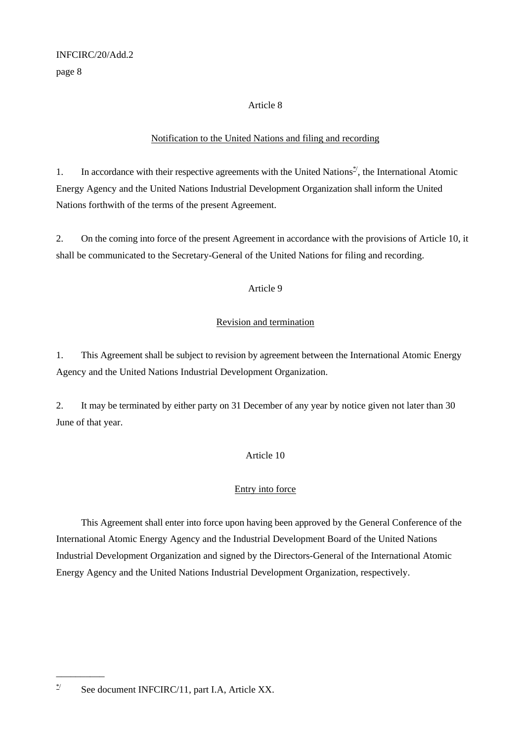Article 8

Notification to the United Nations and filing and recording

1. In accordance with their respective agreements with the United Nations[*/], the International Atomic Energy Agency and the United Nations Industrial Development Organization shall inform the United Nations forthwith of the terms of the present Agreement.

2. On the coming into force of the present Agreement in accordance with the provisions of Article 10, it shall be communicated to the Secretary-General of the United Nations for filing and recording.

Article 9

Revision and termination

1. This Agreement shall be subject to revision by agreement between the International Atomic Energy Agency and the United Nations Industrial Development Organization.

2. It may be terminated by either party on 31 December of any year by notice given not later than 30 June of that year.

Article 10

Entry into force

This Agreement shall enter into force upon having been approved by the General Conference of the International Atomic Energy Agency and the Industrial Development Board of the United Nations Industrial Development Organization and signed by the Directors-General of the International Atomic Energy Agency and the United Nations Industrial Development Organization, respectively.

---

[*/] See document INFCIRC/11, part I.A, Article XX.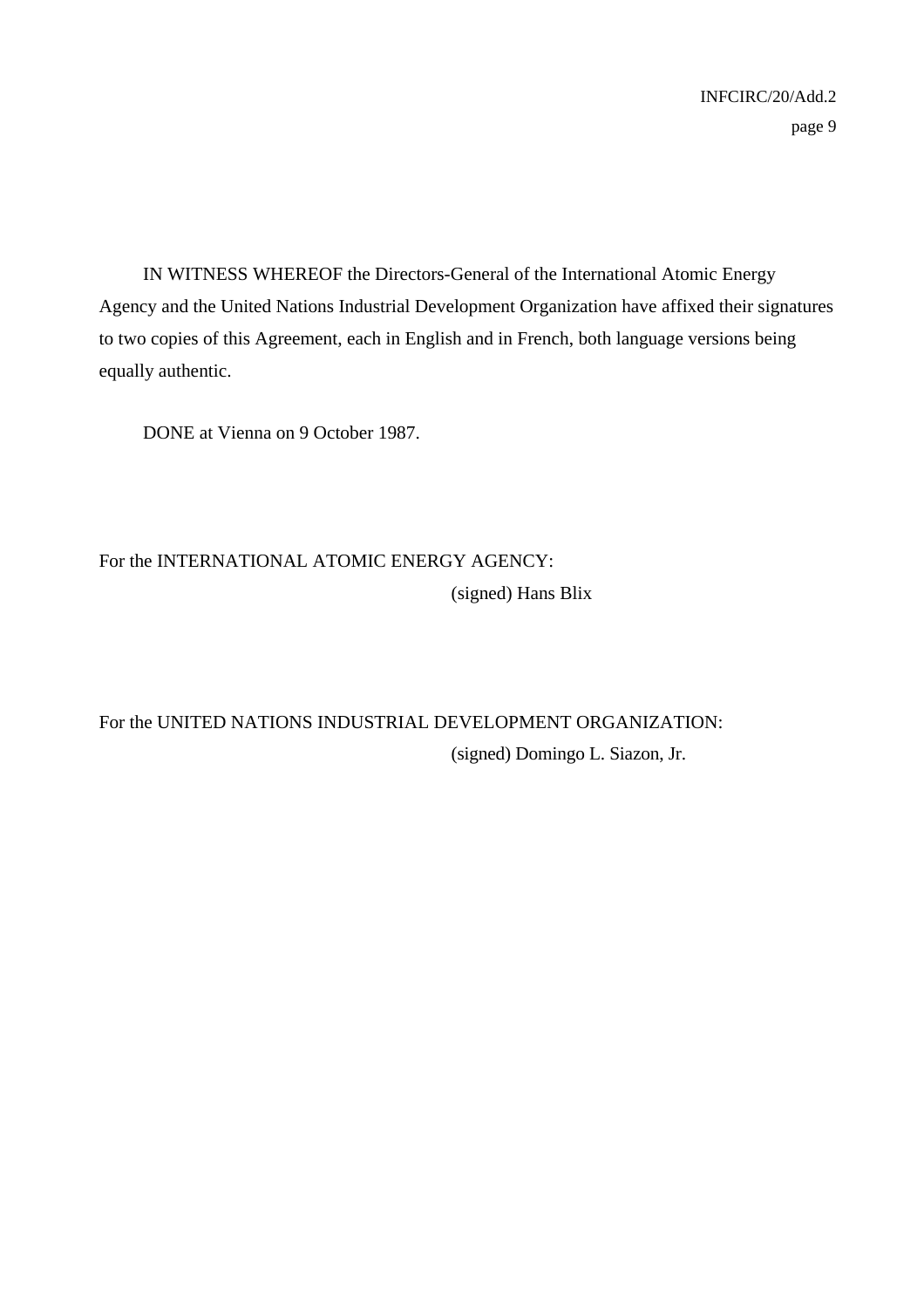IN WITNESS WHEREOF the Directors-General of the International Atomic Energy Agency and the United Nations Industrial Development Organization have affixed their signatures to two copies of this Agreement, each in English and in French, both language versions being equally authentic.

DONE at Vienna on 9 October 1987.

For the INTERNATIONAL ATOMIC ENERGY AGENCY:

(signed) Hans Blix

For the UNITED NATIONS INDUSTRIAL DEVELOPMENT ORGANIZATION:

(signed) Domingo L. Siazon, Jr.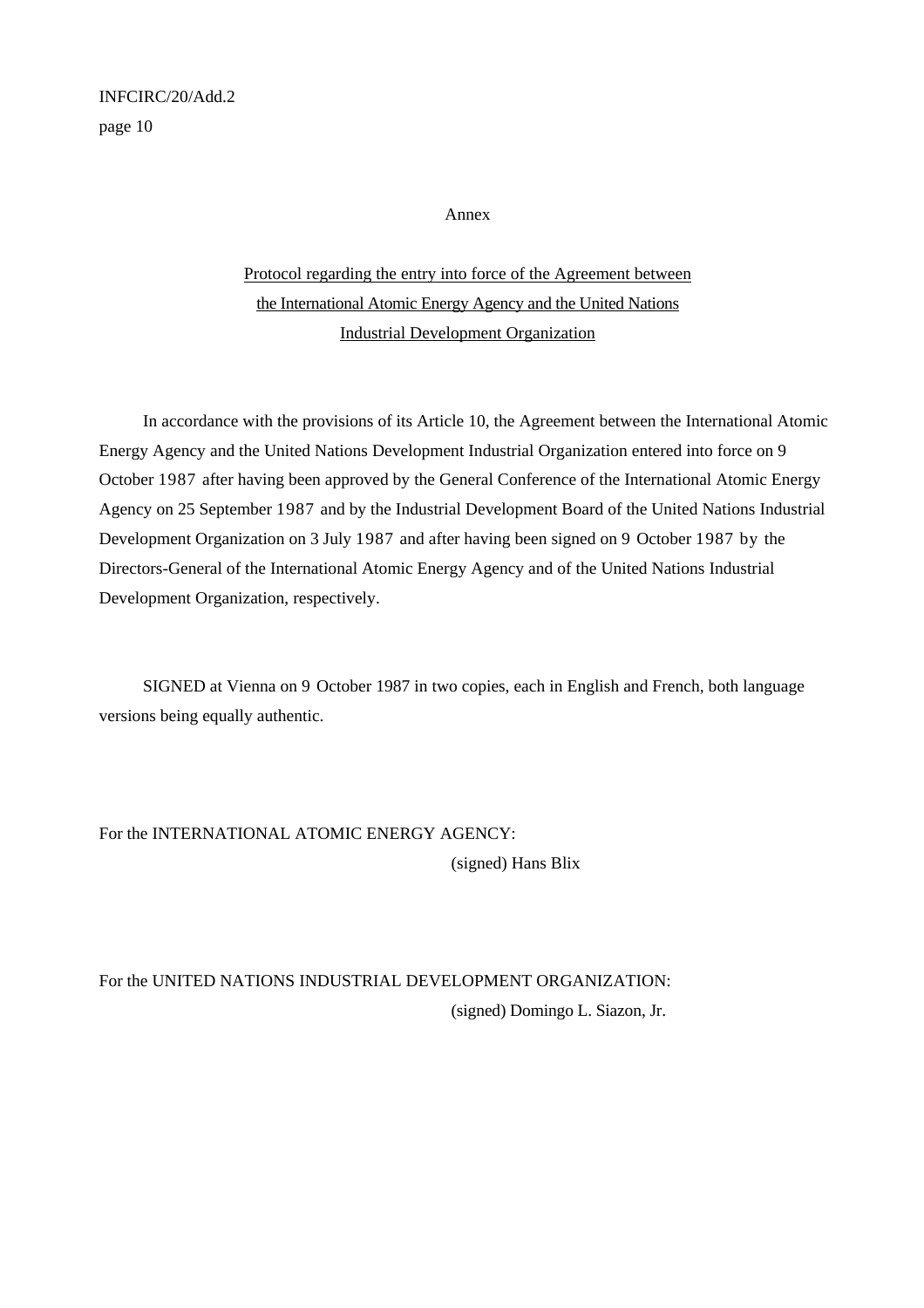Annex

Protocol regarding the entry into force of the Agreement between the International Atomic Energy Agency and the United Nations Industrial Development Organization

In accordance with the provisions of its Article 10, the Agreement between the International Atomic Energy Agency and the United Nations Development Industrial Organization entered into force on 9 October 1987 after having been approved by the General Conference of the International Atomic Energy Agency on 25 September 1987 and by the Industrial Development Board of the United Nations Industrial Development Organization on 3 July 1987 and after having been signed on 9 October 1987 by the Directors-General of the International Atomic Energy Agency and of the United Nations Industrial Development Organization, respectively.

SIGNED at Vienna on 9 October 1987 in two copies, each in English and French, both language versions being equally authentic.

For the INTERNATIONAL ATOMIC ENERGY AGENCY:

(signed) Hans Blix

For the UNITED NATIONS INDUSTRIAL DEVELOPMENT ORGANIZATION:

(signed) Domingo L. Siazon, Jr.